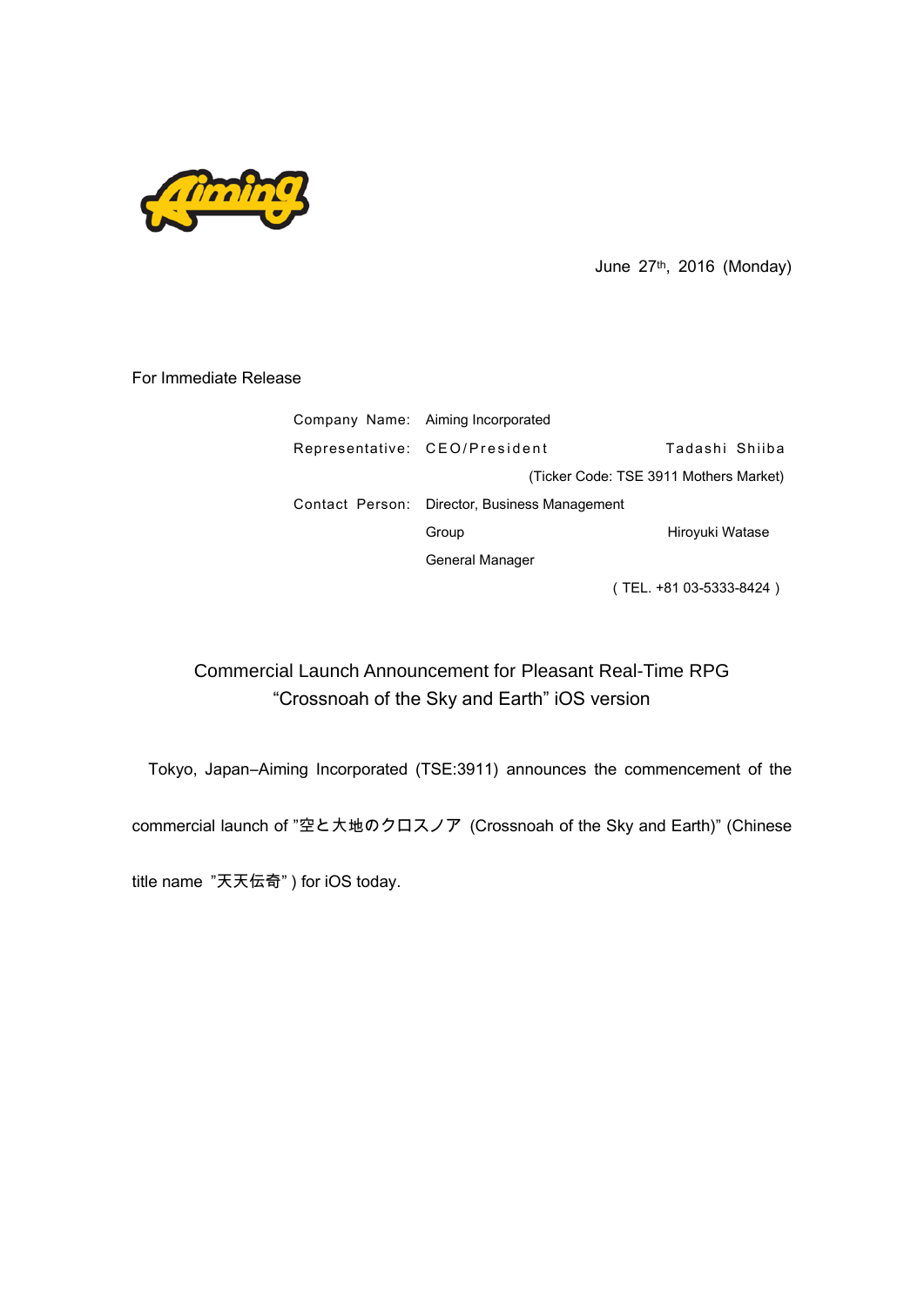June 27th, 2016 (Monday)

For Immediate Release

Company Name: Aiming Incorporated
Representative: CEO/President Tadashi Shiiba
(Ticker Code: TSE 3911 Mothers Market)
Contact Person: Director, Business Management Group General Manager Hiroyuki Watase
( TEL. +81 03-5333-8424 )

## Commercial Launch Announcement for Pleasant Real-Time RPG “Crossnoah of the Sky and Earth” iOS version

Tokyo, Japan–Aiming Incorporated (TSE:3911) announces the commencement of the commercial launch of ”空と大地のクロスノア (Crossnoah of the Sky and Earth)” (Chinese title name ”天天伝奇” ) for iOS today.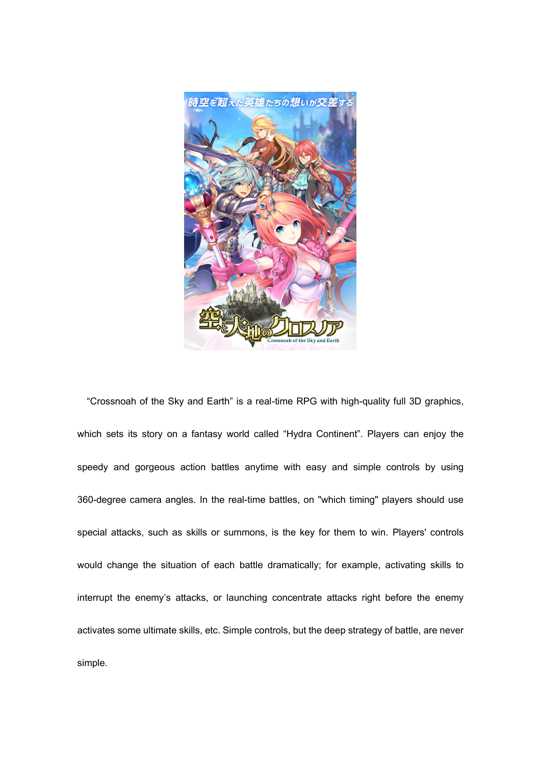“Crossnoah of the Sky and Earth” is a real-time RPG with high-quality full 3D graphics, which sets its story on a fantasy world called “Hydra Continent”. Players can enjoy the speedy and gorgeous action battles anytime with easy and simple controls by using 360-degree camera angles. In the real-time battles, on "which timing" players should use special attacks, such as skills or summons, is the key for them to win. Players' controls would change the situation of each battle dramatically; for example, activating skills to interrupt the enemy’s attacks, or launching concentrate attacks right before the enemy activates some ultimate skills, etc. Simple controls, but the deep strategy of battle, are never simple.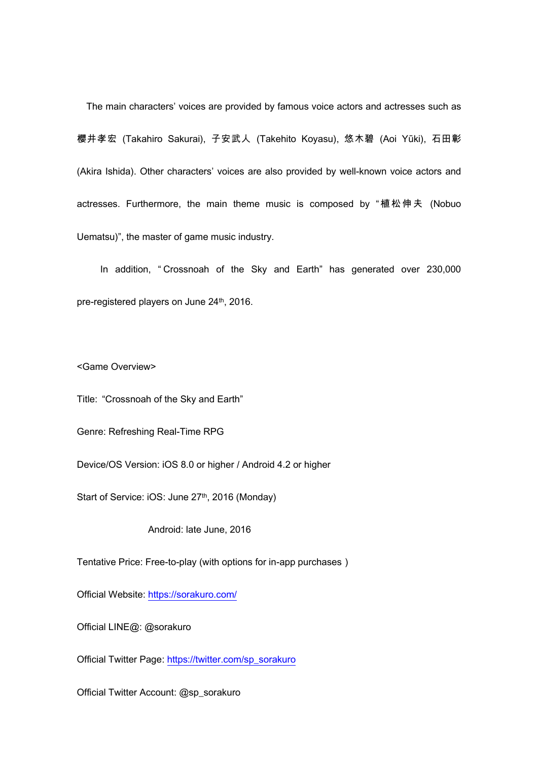The main characters' voices are provided by famous voice actors and actresses such as 櫻井孝宏 (Takahiro Sakurai), 子安武人 (Takehito Koyasu), 悠木碧 (Aoi Yūki), 石田彰 (Akira Ishida). Other characters' voices are also provided by well-known voice actors and actresses. Furthermore, the main theme music is composed by "植松伸夫 (Nobuo Uematsu)", the master of game music industry.

In addition, "Crossnoah of the Sky and Earth" has generated over 230,000 pre-registered players on June 24th, 2016.

<Game Overview>

Title: "Crossnoah of the Sky and Earth"

Genre: Refreshing Real-Time RPG

Device/OS Version: iOS 8.0 or higher / Android 4.2 or higher

Start of Service: iOS: June 27th, 2016 (Monday)

Android: late June, 2016

Tentative Price: Free-to-play (with options for in-app purchases )

Official Website: https://sorakuro.com/

Official LINE@: @sorakuro

Official Twitter Page: https://twitter.com/sp_sorakuro

Official Twitter Account: @sp_sorakuro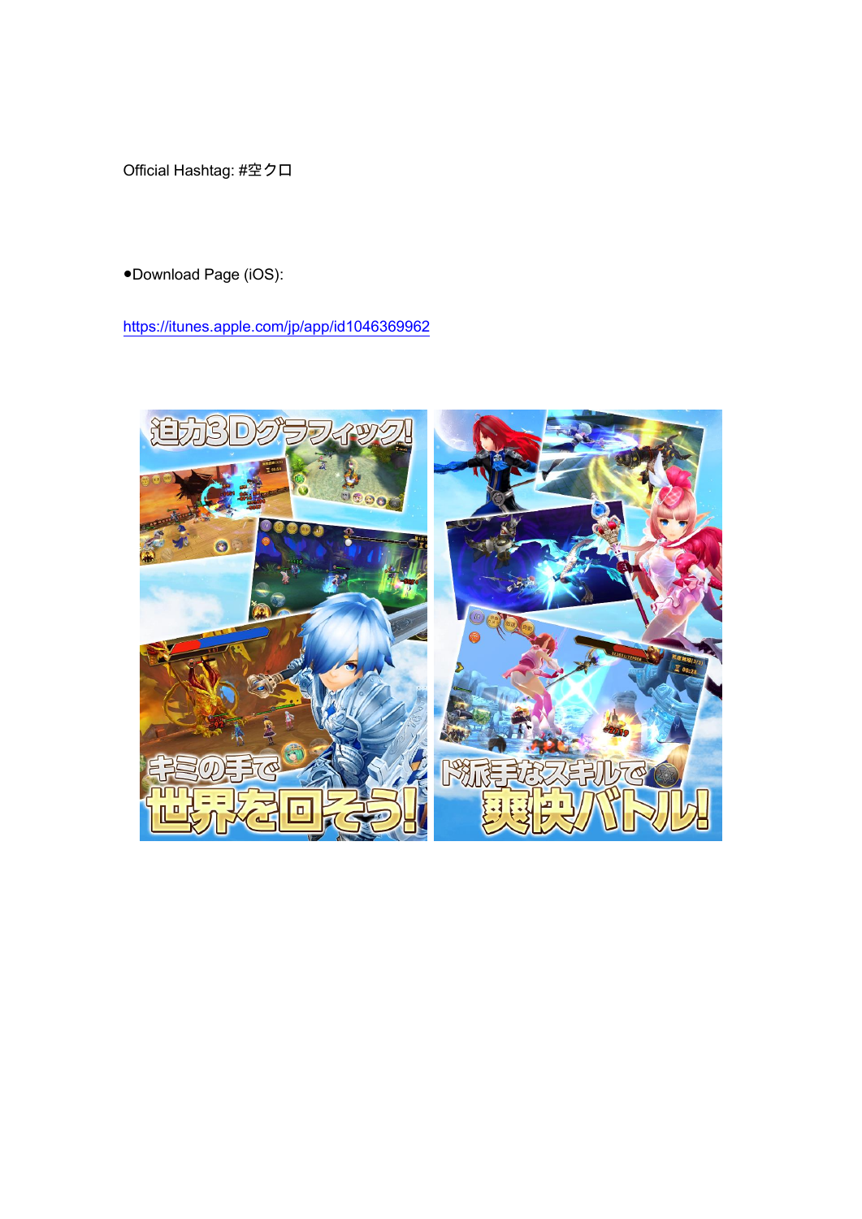Official Hashtag: #空クロ

•Download Page (iOS):

https://itunes.apple.com/jp/app/id1046369962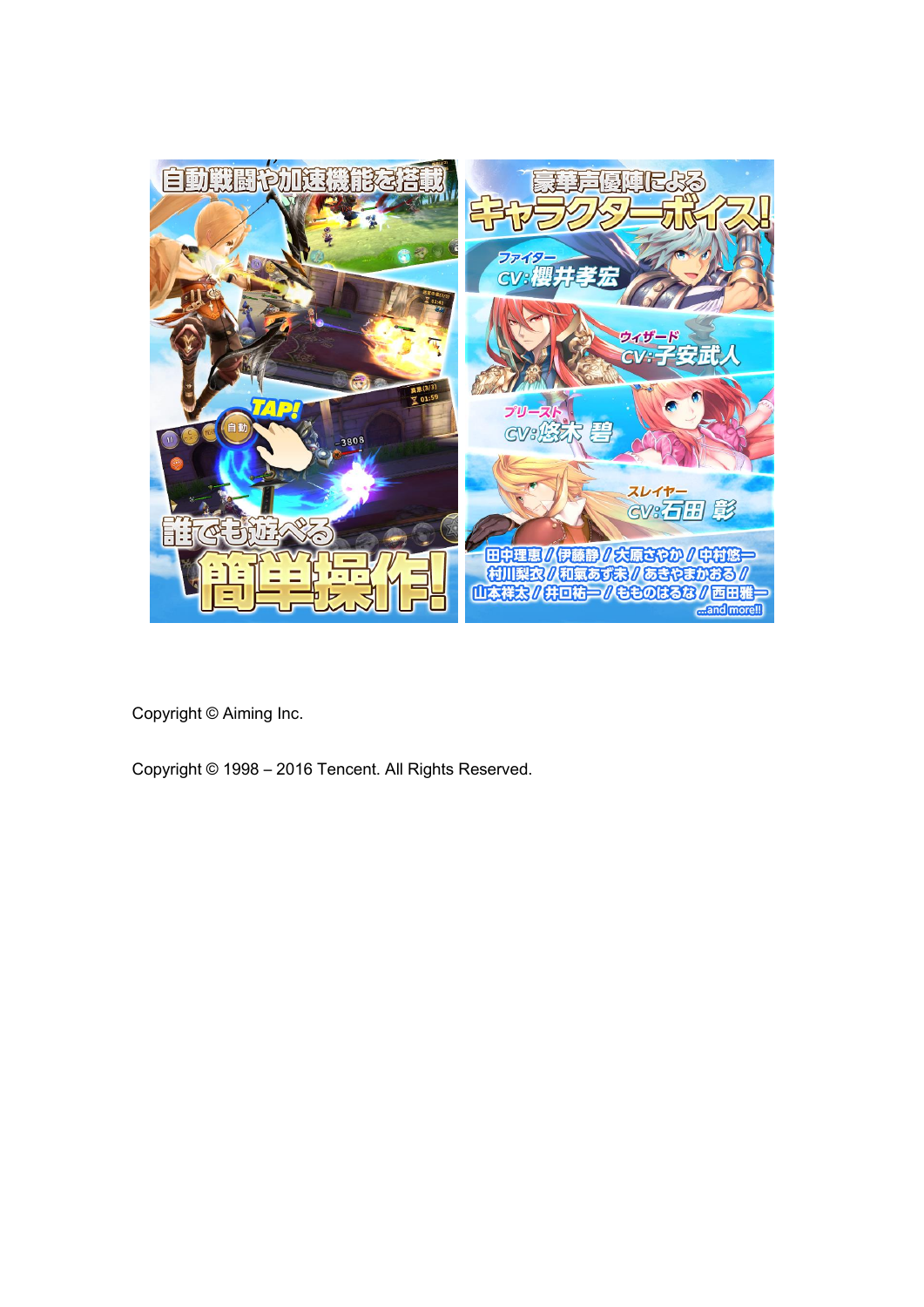Copyright © Aiming Inc.

Copyright © 1998 – 2016 Tencent. All Rights Reserved.